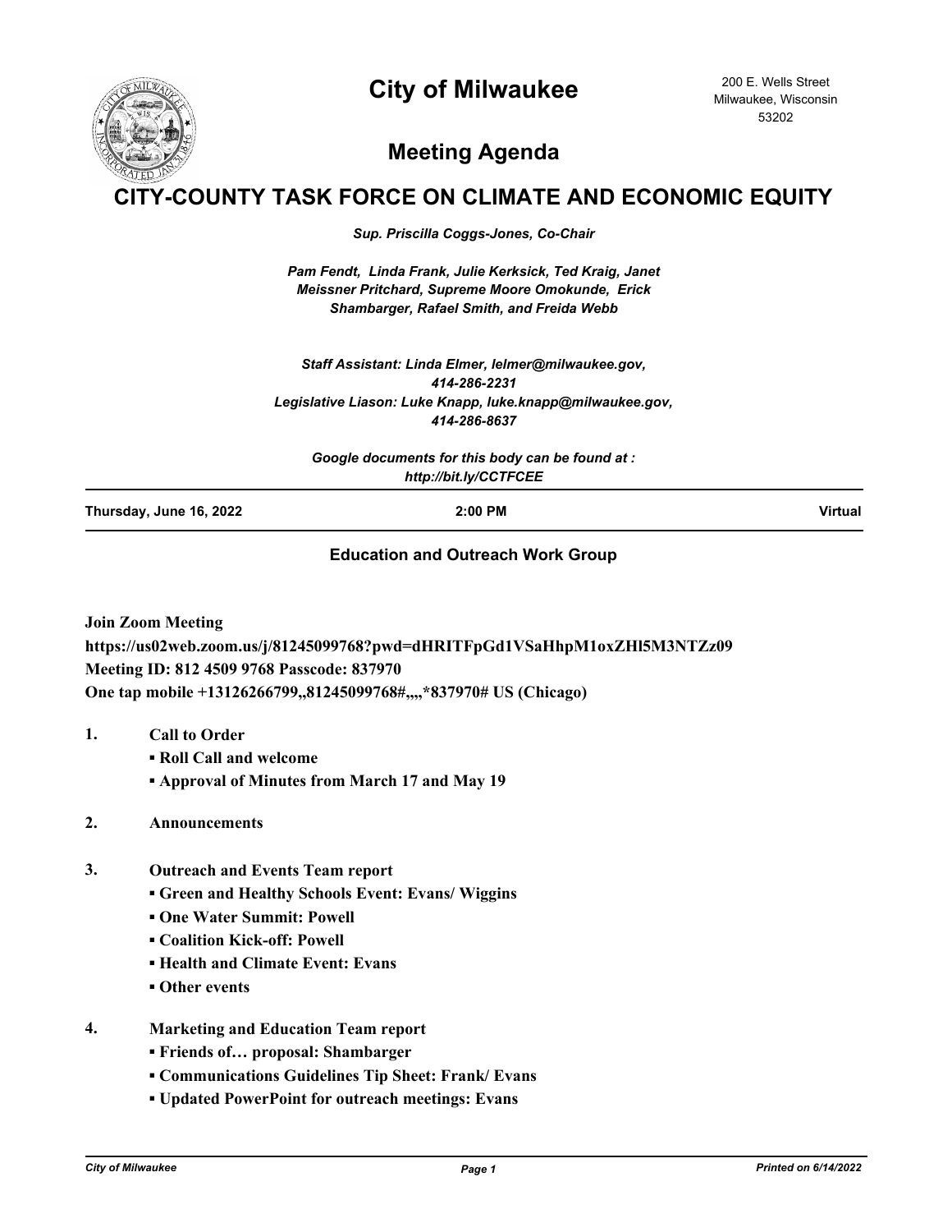# City of Milwaukee

200 E. Wells Street
Milwaukee, Wisconsin
53202

## Meeting Agenda

# CITY-COUNTY TASK FORCE ON CLIMATE AND ECONOMIC EQUITY

*Sup. Priscilla Coggs-Jones, Co-Chair*

*Pam Fendt, Linda Frank, Julie Kerksick, Ted Kraig, Janet Meissner Pritchard, Supreme Moore Omokunde, Erick Shambarger, Rafael Smith, and Freida Webb*

*Staff Assistant: Linda Elmer, lelmer@milwaukee.gov, 414-286-2231*
*Legislative Liason: Luke Knapp, luke.knapp@milwaukee.gov, 414-286-8637*

*Google documents for this body can be found at : http://bit.ly/CCTFCEE*

| Thursday, June 16, 2022 | 2:00 PM | Virtual |
|---|---|---|

**Education and Outreach Work Group**

**Join Zoom Meeting**
**https://us02web.zoom.us/j/81245099768?pwd=dHRITFpGd1VSaHhpM1oxZHl5M3NTZz09**
**Meeting ID: 812 4509 9768 Passcode: 837970**
**One tap mobile +13126266799,,81245099768#,,,,*837970# US (Chicago)**

1. **Call to Order**
   - **Roll Call and welcome**
   - **Approval of Minutes from March 17 and May 19**

2. **Announcements**

3. **Outreach and Events Team report**
   - **Green and Healthy Schools Event: Evans/ Wiggins**
   - **One Water Summit: Powell**
   - **Coalition Kick-off: Powell**
   - **Health and Climate Event: Evans**
   - **Other events**

4. **Marketing and Education Team report**
   - **Friends of… proposal: Shambarger**
   - **Communications Guidelines Tip Sheet: Frank/ Evans**
   - **Updated PowerPoint for outreach meetings: Evans**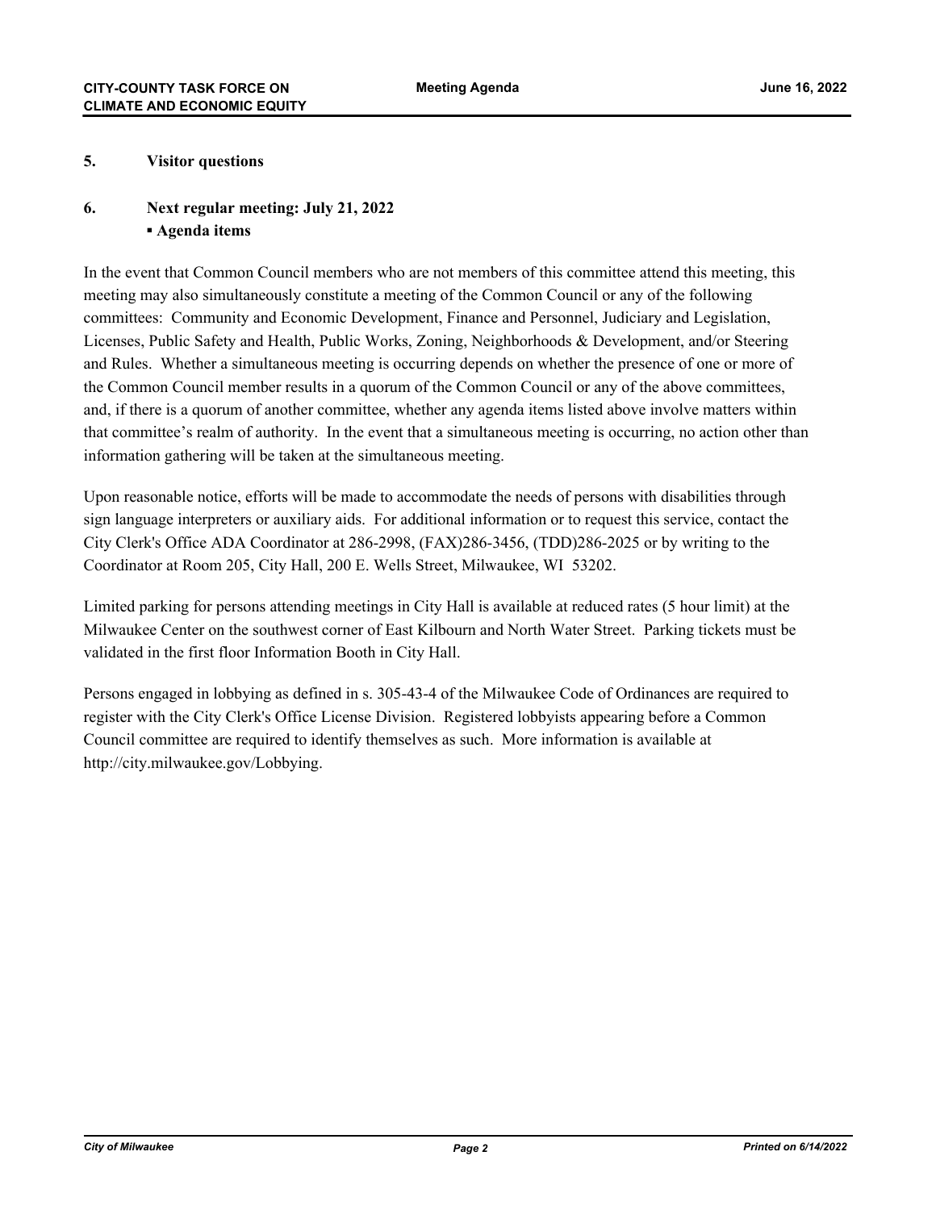**5. Visitor questions**

**6. Next regular meeting: July 21, 2022**

- **Agenda items**

In the event that Common Council members who are not members of this committee attend this meeting, this meeting may also simultaneously constitute a meeting of the Common Council or any of the following committees: Community and Economic Development, Finance and Personnel, Judiciary and Legislation, Licenses, Public Safety and Health, Public Works, Zoning, Neighborhoods & Development, and/or Steering and Rules. Whether a simultaneous meeting is occurring depends on whether the presence of one or more of the Common Council member results in a quorum of the Common Council or any of the above committees, and, if there is a quorum of another committee, whether any agenda items listed above involve matters within that committee's realm of authority. In the event that a simultaneous meeting is occurring, no action other than information gathering will be taken at the simultaneous meeting.

Upon reasonable notice, efforts will be made to accommodate the needs of persons with disabilities through sign language interpreters or auxiliary aids. For additional information or to request this service, contact the City Clerk's Office ADA Coordinator at 286-2998, (FAX)286-3456, (TDD)286-2025 or by writing to the Coordinator at Room 205, City Hall, 200 E. Wells Street, Milwaukee, WI 53202.

Limited parking for persons attending meetings in City Hall is available at reduced rates (5 hour limit) at the Milwaukee Center on the southwest corner of East Kilbourn and North Water Street. Parking tickets must be validated in the first floor Information Booth in City Hall.

Persons engaged in lobbying as defined in s. 305-43-4 of the Milwaukee Code of Ordinances are required to register with the City Clerk's Office License Division. Registered lobbyists appearing before a Common Council committee are required to identify themselves as such. More information is available at http://city.milwaukee.gov/Lobbying.